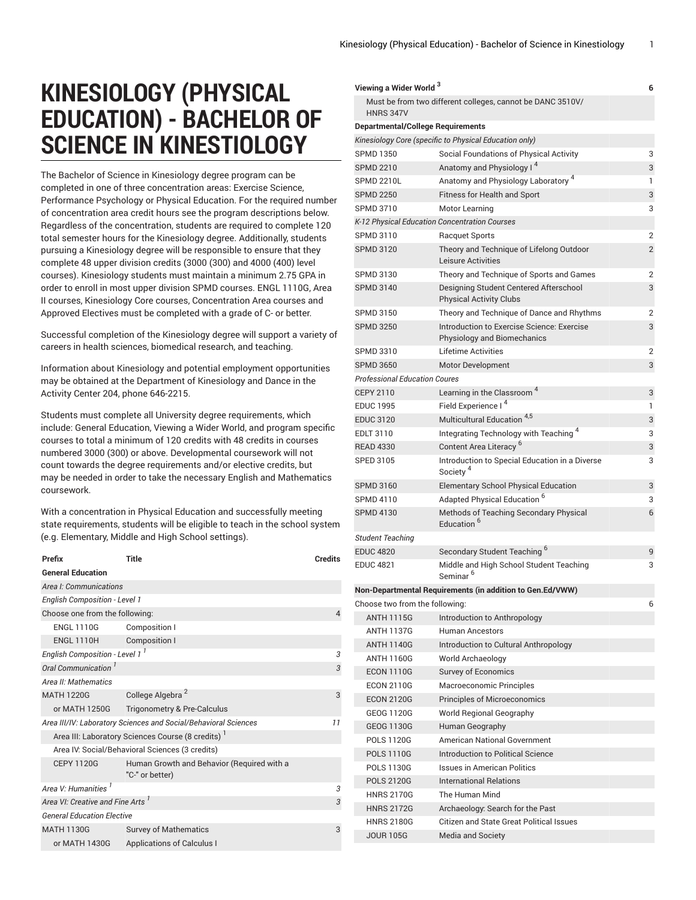# KINESIOLOGY (PHYSICAL EDUCATION) - BACHELOR OF SCIENCE IN KINESTIOLOGY

The Bachelor of Science in Kinesiology degree program can be completed in one of three concentration areas: Exercise Science, Performance Psychology or Physical Education. For the required number of concentration area credit hours see the program descriptions below. Regardless of the concentration, students are required to complete 120 total semester hours for the Kinesiology degree. Additionally, students pursuing a Kinesiology degree will be responsible to ensure that they complete 48 upper division credits (3000 (300) and 4000 (400) level courses). Kinesiology students must maintain a minimum 2.75 GPA in order to enroll in most upper division SPMD courses. ENGL 1110G, Area II courses, Kinesiology Core courses, Concentration Area courses and Approved Electives must be completed with a grade of C- or better.

Successful completion of the Kinesiology degree will support a variety of careers in health sciences, biomedical research, and teaching.

Information about Kinesiology and potential employment opportunities may be obtained at the Department of Kinesiology and Dance in the Activity Center 204, phone 646-2215.

Students must complete all University degree requirements, which include: General Education, Viewing a Wider World, and program specific courses to total a minimum of 120 credits with 48 credits in courses numbered 3000 (300) or above. Developmental coursework will not count towards the degree requirements and/or elective credits, but may be needed in order to take the necessary English and Mathematics coursework.

With a concentration in Physical Education and successfully meeting state requirements, students will be eligible to teach in the school system (e.g. Elementary, Middle and High School settings).

| Prefix | Title | Credits |
|---|---|---|
| **General Education** | | |
| *Area I: Communications* | | |
| *English Composition - Level 1* | | |
| Choose one from the following: | | 4 |
| ENGL 1110G | Composition I | |
| ENGL 1110H | Composition I | |
| *English Composition - Level 1* [1] | | *3* |
| *Oral Communication* [1] | | *3* |
| *Area II: Mathematics* | | |
| MATH 1220G | College Algebra [2] | 3 |
| or MATH 1250G | Trigonometry & Pre-Calculus | |
| *Area III/IV: Laboratory Sciences and Social/Behavioral Sciences* | | *11* |
| Area III: Laboratory Sciences Course (8 credits) [1] | | |
| Area IV: Social/Behavioral Sciences (3 credits) | | |
| CEPY 1120G | Human Growth and Behavior (Required with a "C-" or better) | |
| *Area V: Humanities* [1] | | *3* |
| *Area VI: Creative and Fine Arts* [1] | | *3* |
| *General Education Elective* | | |
| MATH 1130G | Survey of Mathematics | 3 |
| or MATH 1430G | Applications of Calculus I | |
| **Viewing a Wider World** [3] | | **6** |
| Must be from two different colleges, cannot be DANC 3510V/ HNRS 347V | | |
| **Departmental/College Requirements** | | |
| *Kinesiology Core (specific to Physical Education only)* | | |
| SPMD 1350 | Social Foundations of Physical Activity | 3 |
| SPMD 2210 | Anatomy and Physiology I [4] | 3 |
| SPMD 2210L | Anatomy and Physiology Laboratory [4] | 1 |
| SPMD 2250 | Fitness for Health and Sport | 3 |
| SPMD 3710 | Motor Learning | 3 |
| *K-12 Physical Education Concentration Courses* | | |
| SPMD 3110 | Racquet Sports | 2 |
| SPMD 3120 | Theory and Technique of Lifelong Outdoor Leisure Activities | 2 |
| SPMD 3130 | Theory and Technique of Sports and Games | 2 |
| SPMD 3140 | Designing Student Centered Afterschool Physical Activity Clubs | 3 |
| SPMD 3150 | Theory and Technique of Dance and Rhythms | 2 |
| SPMD 3250 | Introduction to Exercise Science: Exercise Physiology and Biomechanics | 3 |
| SPMD 3310 | Lifetime Activities | 2 |
| SPMD 3650 | Motor Development | 3 |
| *Professional Education Coures* | | |
| CEPY 2110 | Learning in the Classroom [4] | 3 |
| EDUC 1995 | Field Experience I [4] | 1 |
| EDUC 3120 | Multicultural Education [4,5] | 3 |
| EDLT 3110 | Integrating Technology with Teaching [4] | 3 |
| READ 4330 | Content Area Literacy [6] | 3 |
| SPED 3105 | Introduction to Special Education in a Diverse Society [4] | 3 |
| SPMD 3160 | Elementary School Physical Education | 3 |
| SPMD 4110 | Adapted Physical Education [6] | 3 |
| SPMD 4130 | Methods of Teaching Secondary Physical Education [6] | 6 |
| *Student Teaching* | | |
| EDUC 4820 | Secondary Student Teaching [6] | 9 |
| EDUC 4821 | Middle and High School Student Teaching Seminar [6] | 3 |
| **Non-Departmental Requirements (in addition to Gen.Ed/VWW)** | | |
| Choose two from the following: | | 6 |
| ANTH 1115G | Introduction to Anthropology | |
| ANTH 1137G | Human Ancestors | |
| ANTH 1140G | Introduction to Cultural Anthropology | |
| ANTH 1160G | World Archaeology | |
| ECON 1110G | Survey of Economics | |
| ECON 2110G | Macroeconomic Principles | |
| ECON 2120G | Principles of Microeconomics | |
| GEOG 1120G | World Regional Geography | |
| GEOG 1130G | Human Geography | |
| POLS 1120G | American National Government | |
| POLS 1110G | Introduction to Political Science | |
| POLS 1130G | Issues in American Politics | |
| POLS 2120G | International Relations | |
| HNRS 2170G | The Human Mind | |
| HNRS 2172G | Archaeology: Search for the Past | |
| HNRS 2180G | Citizen and State Great Political Issues | |
| JOUR 105G | Media and Society | |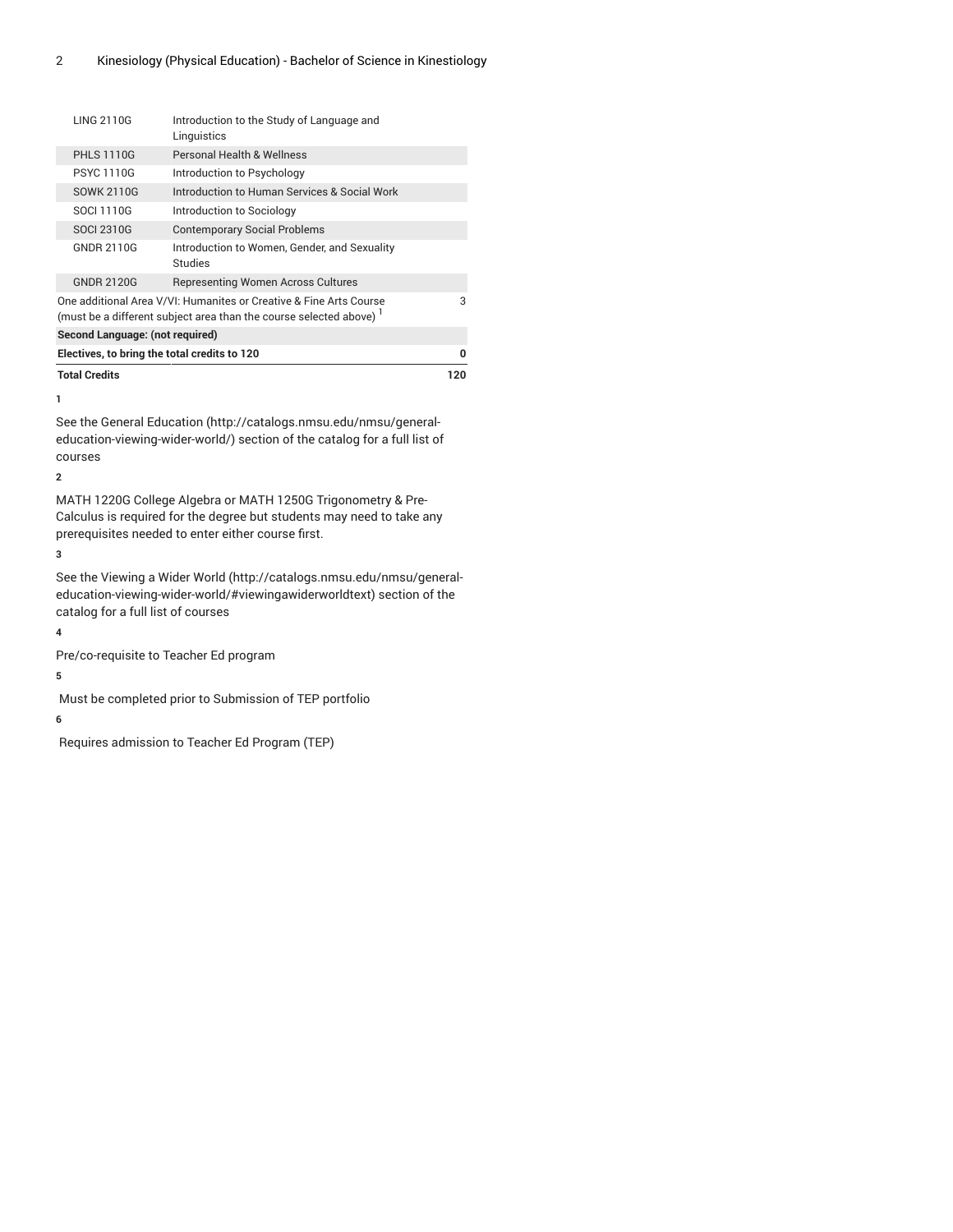| | | |
|---|---|---|
| LING 2110G | Introduction to the Study of Language and Linguistics | |
| PHLS 1110G | Personal Health & Wellness | |
| PSYC 1110G | Introduction to Psychology | |
| SOWK 2110G | Introduction to Human Services & Social Work | |
| SOCI 1110G | Introduction to Sociology | |
| SOCI 2310G | Contemporary Social Problems | |
| GNDR 2110G | Introduction to Women, Gender, and Sexuality Studies | |
| GNDR 2120G | Representing Women Across Cultures | |
| One additional Area V/VI: Humanites or Creative & Fine Arts Course (must be a different subject area than the course selected above) [1] | | 3 |
| **Second Language: (not required)** | | |
| **Electives, to bring the total credits to 120** | | **0** |
| **Total Credits** | | **120** |

**1**

See the General Education (http://catalogs.nmsu.edu/nmsu/general-education-viewing-wider-world/) section of the catalog for a full list of courses

**2**

MATH 1220G College Algebra or MATH 1250G Trigonometry & Pre-Calculus is required for the degree but students may need to take any prerequisites needed to enter either course first.

**3**

See the Viewing a Wider World (http://catalogs.nmsu.edu/nmsu/general-education-viewing-wider-world/#viewingawiderworldtext) section of the catalog for a full list of courses

**4**

Pre/co-requisite to Teacher Ed program

**5**

Must be completed prior to Submission of TEP portfolio

**6**

Requires admission to Teacher Ed Program (TEP)